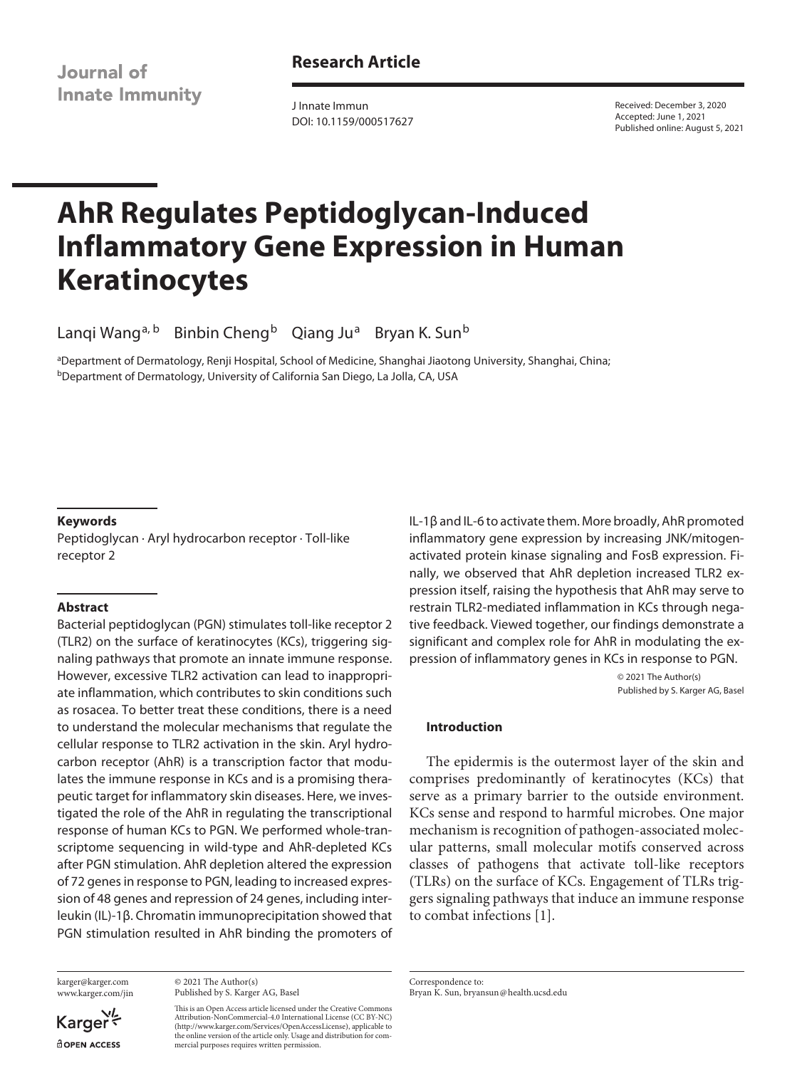Journal of Innate Immunity

**Research Article**

J Innate Immun
DOI: 10.1159/000517627

Received: December 3, 2020
Accepted: June 1, 2021
Published online: August 5, 2021

# AhR Regulates Peptidoglycan-Induced Inflammatory Gene Expression in Human Keratinocytes

Lanqi Wang[a, b] Binbin Cheng[b] Qiang Ju[a] Bryan K. Sun[b]

[a]Department of Dermatology, Renji Hospital, School of Medicine, Shanghai Jiaotong University, Shanghai, China;
[b]Department of Dermatology, University of California San Diego, La Jolla, CA, USA

**Keywords**

Peptidoglycan · Aryl hydrocarbon receptor · Toll-like receptor 2

**Abstract**

Bacterial peptidoglycan (PGN) stimulates toll-like receptor 2 (TLR2) on the surface of keratinocytes (KCs), triggering signaling pathways that promote an innate immune response. However, excessive TLR2 activation can lead to inappropriate inflammation, which contributes to skin conditions such as rosacea. To better treat these conditions, there is a need to understand the molecular mechanisms that regulate the cellular response to TLR2 activation in the skin. Aryl hydrocarbon receptor (AhR) is a transcription factor that modulates the immune response in KCs and is a promising therapeutic target for inflammatory skin diseases. Here, we investigated the role of the AhR in regulating the transcriptional response of human KCs to PGN. We performed whole-transcriptome sequencing in wild-type and AhR-depleted KCs after PGN stimulation. AhR depletion altered the expression of 72 genes in response to PGN, leading to increased expression of 48 genes and repression of 24 genes, including interleukin (IL)-1β. Chromatin immunoprecipitation showed that PGN stimulation resulted in AhR binding the promoters of IL-1β and IL-6 to activate them. More broadly, AhR promoted inflammatory gene expression by increasing JNK/mitogen-activated protein kinase signaling and FosB expression. Finally, we observed that AhR depletion increased TLR2 expression itself, raising the hypothesis that AhR may serve to restrain TLR2-mediated inflammation in KCs through negative feedback. Viewed together, our findings demonstrate a significant and complex role for AhR in modulating the expression of inflammatory genes in KCs in response to PGN.

© 2021 The Author(s)
Published by S. Karger AG, Basel

## Introduction

The epidermis is the outermost layer of the skin and comprises predominantly of keratinocytes (KCs) that serve as a primary barrier to the outside environment. KCs sense and respond to harmful microbes. One major mechanism is recognition of pathogen-associated molecular patterns, small molecular motifs conserved across classes of pathogens that activate toll-like receptors (TLRs) on the surface of KCs. Engagement of TLRs triggers signaling pathways that induce an immune response to combat infections [1].

karger@karger.com
www.karger.com/jin

© 2021 The Author(s)
Published by S. Karger AG, Basel

This is an Open Access article licensed under the Creative Commons Attribution-NonCommercial-4.0 International License (CC BY-NC) (http://www.karger.com/Services/OpenAccessLicense), applicable to the online version of the article only. Usage and distribution for commercial purposes requires written permission.

Correspondence to:
Bryan K. Sun, bryansun@health.ucsd.edu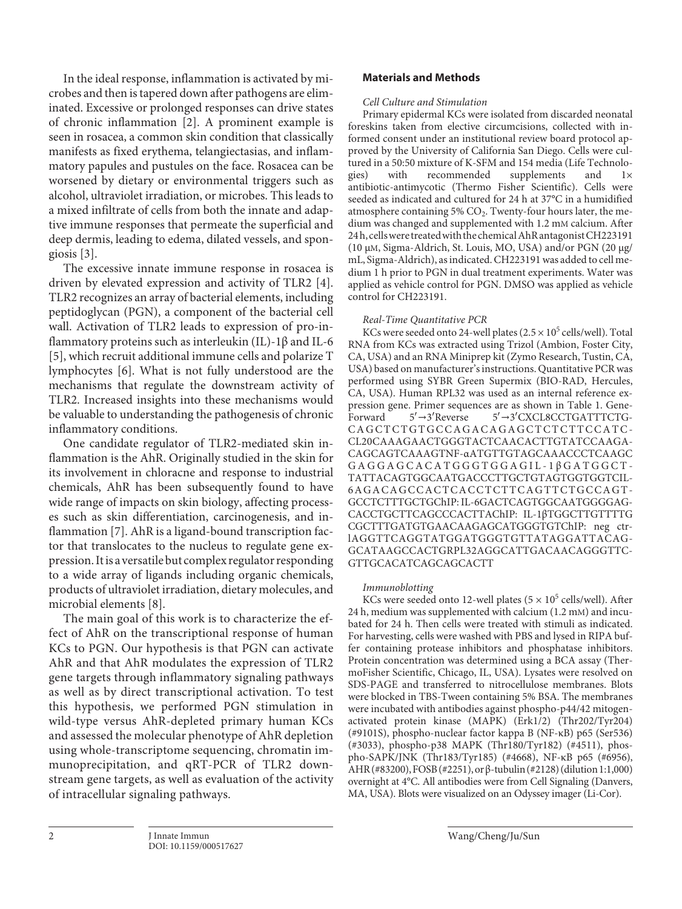In the ideal response, inflammation is activated by microbes and then is tapered down after pathogens are eliminated. Excessive or prolonged responses can drive states of chronic inflammation [2]. A prominent example is seen in rosacea, a common skin condition that classically manifests as fixed erythema, telangiectasias, and inflammatory papules and pustules on the face. Rosacea can be worsened by dietary or environmental triggers such as alcohol, ultraviolet irradiation, or microbes. This leads to a mixed infiltrate of cells from both the innate and adaptive immune responses that permeate the superficial and deep dermis, leading to edema, dilated vessels, and spongiosis [3].

The excessive innate immune response in rosacea is driven by elevated expression and activity of TLR2 [4]. TLR2 recognizes an array of bacterial elements, including peptidoglycan (PGN), a component of the bacterial cell wall. Activation of TLR2 leads to expression of pro-inflammatory proteins such as interleukin (IL)-1β and IL-6 [5], which recruit additional immune cells and polarize T lymphocytes [6]. What is not fully understood are the mechanisms that regulate the downstream activity of TLR2. Increased insights into these mechanisms would be valuable to understanding the pathogenesis of chronic inflammatory conditions.

One candidate regulator of TLR2-mediated skin inflammation is the AhR. Originally studied in the skin for its involvement in chloracne and response to industrial chemicals, AhR has been subsequently found to have wide range of impacts on skin biology, affecting processes such as skin differentiation, carcinogenesis, and inflammation [7]. AhR is a ligand-bound transcription factor that translocates to the nucleus to regulate gene expression. It is a versatile but complex regulator responding to a wide array of ligands including organic chemicals, products of ultraviolet irradiation, dietary molecules, and microbial elements [8].

The main goal of this work is to characterize the effect of AhR on the transcriptional response of human KCs to PGN. Our hypothesis is that PGN can activate AhR and that AhR modulates the expression of TLR2 gene targets through inflammatory signaling pathways as well as by direct transcriptional activation. To test this hypothesis, we performed PGN stimulation in wild-type versus AhR-depleted primary human KCs and assessed the molecular phenotype of AhR depletion using whole-transcriptome sequencing, chromatin immunoprecipitation, and qRT-PCR of TLR2 downstream gene targets, as well as evaluation of the activity of intracellular signaling pathways.

## Materials and Methods

### *Cell Culture and Stimulation*

Primary epidermal KCs were isolated from discarded neonatal foreskins taken from elective circumcisions, collected with informed consent under an institutional review board protocol approved by the University of California San Diego. Cells were cultured in a 50:50 mixture of K-SFM and 154 media (Life Technologies) with recommended supplements and 1× antibiotic-antimycotic (Thermo Fisher Scientific). Cells were seeded as indicated and cultured for 24 h at 37°C in a humidified atmosphere containing 5% $CO_2$. Twenty-four hours later, the medium was changed and supplemented with 1.2 mM calcium. After 24 h, cells were treated with the chemical AhR antagonist CH223191 (10 μM, Sigma-Aldrich, St. Louis, MO, USA) and/or PGN (20 μg/mL, Sigma-Aldrich), as indicated. CH223191 was added to cell medium 1 h prior to PGN in dual treatment experiments. Water was applied as vehicle control for PGN. DMSO was applied as vehicle control for CH223191.

### *Real-Time Quantitative PCR*

KCs were seeded onto 24-well plates ($2.5 \times 10^5$ cells/well). Total RNA from KCs was extracted using Trizol (Ambion, Foster City, CA, USA) and an RNA Miniprep kit (Zymo Research, Tustin, CA, USA) based on manufacturer's instructions. Quantitative PCR was performed using SYBR Green Supermix (BIO-RAD, Hercules, CA, USA). Human RPL32 was used as an internal reference expression gene. Primer sequences are as shown in Table 1. Gene-Forward 5′→3′Reverse 5′→3′CXCL8CCTGATTTCTG-CAGCTCTGTGCCAGACAGAGCTCTCTTCCATC-CL20CAAAGAACTGGGTACTCAACACTTGTATCCAAGA-CAGCAGTCAAAGTNF-αATGTTGTAGCAAACCCTCAAGC GAGGAGCACATGGGTGGAGIL-1βGATGGCT-TATTACAGTGGCAATGACCCTTGCTGTAGTGGTGGTCIL-6AGACAGCCACTCACCTCTTCAGTTCTGCCAGT-GCCTCTTTGCTGChIP: IL-6GACTCAGTGGCAATGGGGAG-CACCTGCTTCAGCCCACTTAChIP: IL-1βTGGCTTGTTTTG CGCTTTGATGTGAACAAGAGCATGGGTGTChIP: neg ctrlAGGTTCAGGTATGGATGGGTGTTATAGGATTACAG-GCATAAGCCACTGRPL32AGGCATTGACAACAGGGTTC-GTTGCACATCAGCAGCACTT

### *Immunoblotting*

KCs were seeded onto 12-well plates ($5 \times 10^5$ cells/well). After 24 h, medium was supplemented with calcium (1.2 mM) and incubated for 24 h. Then cells were treated with stimuli as indicated. For harvesting, cells were washed with PBS and lysed in RIPA buffer containing protease inhibitors and phosphatase inhibitors. Protein concentration was determined using a BCA assay (ThermoFisher Scientific, Chicago, IL, USA). Lysates are resolved on SDS-PAGE and transferred to nitrocellulose membranes. Blots were blocked in TBS-Tween containing 5% BSA. The membranes were incubated with antibodies against phospho-p44/42 mitogen-activated protein kinase (MAPK) (Erk1/2) (Thr202/Tyr204) (#9101S), phospho-nuclear factor kappa B (NF-κB) p65 (Ser536) (#3033), phospho-p38 MAPK (Thr180/Tyr182) (#4511), phospho-SAPK/JNK (Thr183/Tyr185) (#4668), NF-κB p65 (#6956), AHR (#83200), FOSB (#2251), or β-tubulin (#2128) (dilution 1:1,000) overnight at 4°C. All antibodies were from Cell Signaling (Danvers, MA, USA). Blots were visualized on an Odyssey imager (Li-Cor).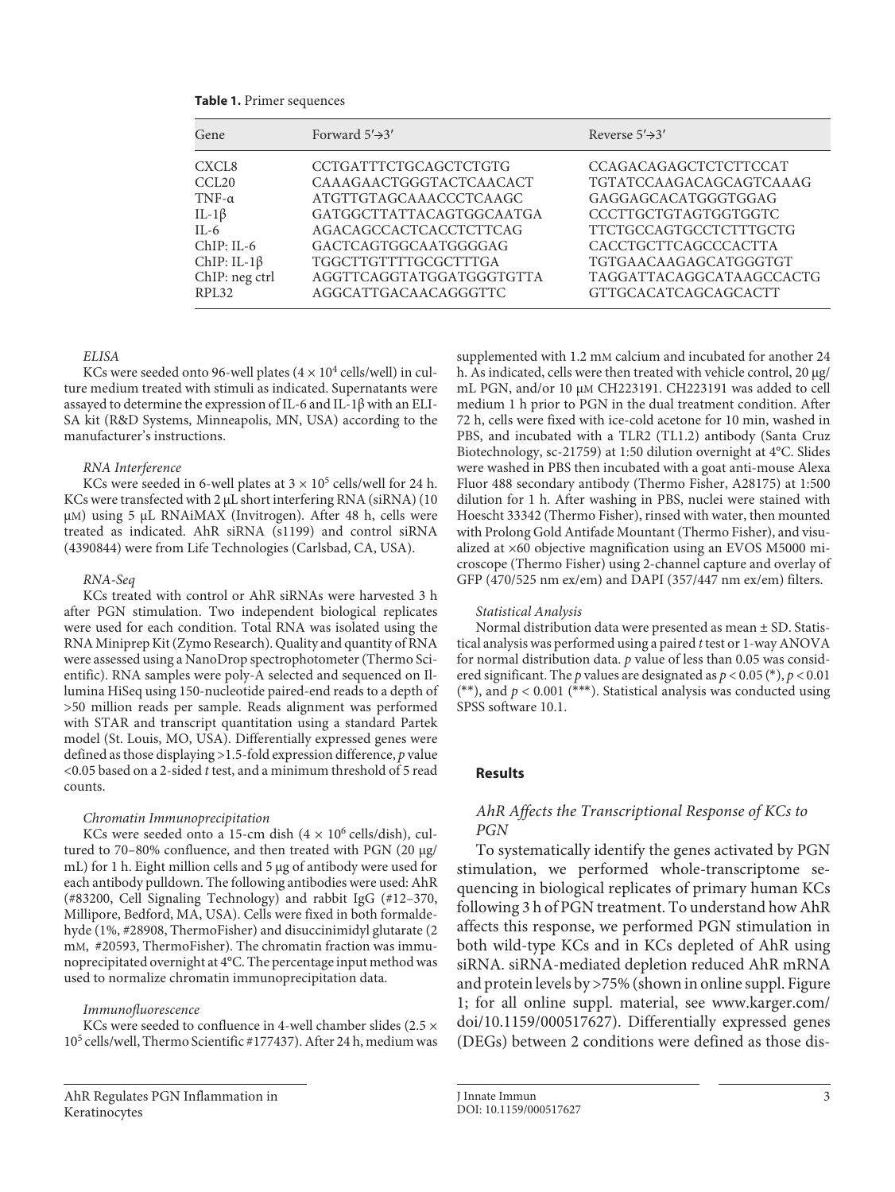**Table 1.** Primer sequences

| Gene | Forward 5′→3′ | Reverse 5′→3′ |
|---|---|---|
| CXCL8 | CCTGATTTCTGCAGCTCTGTG | CCAGACAGAGCTCTCTTCCAT |
| CCL20 | CAAAGAACTGGGTACTCAACACT | TGTATCCAAGACAGCAGTCAAAG |
| TNF-α | ATGTTGTAGCAAACCCTCAAGC | GAGGAGCACATGGGTGGAG |
| IL-1β | GATGGCTTATTACAGTGGCAATGA | CCCTTGCTGTAGTGGTGGTC |
| IL-6 | AGACAGCCACTCACCTCTTCAG | TTCTGCCAGTGCCTCTTTGCTG |
| ChIP: IL-6 | GACTCAGTGGCAATGGGGAG | CACCTGCTTCAGCCCACTTA |
| ChIP: IL-1β | TGGCTTGTTTTGCGCTTTGA | TGTGAACAAGAGCATGGGTGT |
| ChIP: neg ctrl | AGGTTCAGGTATGGATGGGTGTTA | TAGGATTACAGGCATAAGCCACTG |
| RPL32 | AGGCATTGACAACAGGGTTC | GTTGCACATCAGCAGCACTT |

*ELISA*

KCs were seeded onto 96-well plates ($4 \times 10^4$ cells/well) in culture medium treated with stimuli as indicated. Supernatants were assayed to determine the expression of IL-6 and IL-1β with an ELISA kit (R&D Systems, Minneapolis, MN, USA) according to the manufacturer's instructions.

*RNA Interference*

KCs were seeded in 6-well plates at $3 \times 10^5$ cells/well for 24 h. KCs were transfected with 2 μL short interfering RNA (siRNA) (10 μM) using 5 μL RNAiMAX (Invitrogen). After 48 h, cells were treated as indicated. AhR siRNA (s1199) and control siRNA (4390844) were from Life Technologies (Carlsbad, CA, USA).

*RNA-Seq*

KCs treated with control or AhR siRNAs were harvested 3 h after PGN stimulation. Two independent biological replicates were used for each condition. Total RNA was isolated using the RNA Miniprep Kit (Zymo Research). Quality and quantity of RNA were assessed using a NanoDrop spectrophotometer (Thermo Scientific). RNA samples were poly-A selected and sequenced on Illumina HiSeq using 150-nucleotide paired-end reads to a depth of >50 million reads per sample. Reads alignment was performed with STAR and transcript quantitation using a standard Partek model (St. Louis, MO, USA). Differentially expressed genes were defined as those displaying >1.5-fold expression difference, *p* value <0.05 based on a 2-sided *t* test, and a minimum threshold of 5 read counts.

*Chromatin Immunoprecipitation*

KCs were seeded onto a 15-cm dish ($4 \times 10^6$ cells/dish), cultured to 70–80% confluence, and then treated with PGN (20 μg/mL) for 1 h. Eight million cells and 5 μg of antibody were used for each antibody pulldown. The following antibodies were used: AhR (#83200, Cell Signaling Technology) and rabbit IgG (#12–370, Millipore, Bedford, MA, USA). Cells were fixed in both formaldehyde (1%, #28908, ThermoFisher) and disuccinimidyl glutarate (2 mM, #20593, ThermoFisher). The chromatin fraction was immunoprecipitated overnight at 4°C. The percentage input method was used to normalize chromatin immunoprecipitation data.

*Immunofluorescence*

KCs were seeded to confluence in 4-well chamber slides ($2.5 \times 10^5$ cells/well, Thermo Scientific #177437). After 24 h, medium was supplemented with 1.2 mM calcium and incubated for another 24 h. As indicated, cells were then treated with vehicle control, 20 μg/mL PGN, and/or 10 μM CH223191. CH223191 was added to cell medium 1 h prior to PGN in the dual treatment condition. After 72 h, cells were fixed with ice-cold acetone for 10 min, washed in PBS, and incubated with a TLR2 (TL1.2) antibody (Santa Cruz Biotechnology, sc-21759) at 1:50 dilution overnight at 4°C. Slides were washed in PBS then incubated with a goat anti-mouse Alexa Fluor 488 secondary antibody (Thermo Fisher, A28175) at 1:500 dilution for 1 h. After washing in PBS, nuclei were stained with Hoescht 33342 (Thermo Fisher), rinsed with water, then mounted with Prolong Gold Antifade Mountant (Thermo Fisher), and visualized at ×60 objective magnification using an EVOS M5000 microscope (Thermo Fisher) using 2-channel capture and overlay of GFP (470/525 nm ex/em) and DAPI (357/447 nm ex/em) filters.

*Statistical Analysis*

Normal distribution data were presented as mean ± SD. Statistical analysis was performed using a paired *t* test or 1-way ANOVA for normal distribution data. *p* value of less than 0.05 was considered significant. The *p* values are designated as $p < 0.05$ (*), $p < 0.01$ (**), and $p < 0.001$ (***). Statistical analysis was conducted using SPSS software 10.1.

## Results

### *AhR Affects the Transcriptional Response of KCs to PGN*

To systematically identify the genes activated by PGN stimulation, we performed whole-transcriptome sequencing in biological replicates of primary human KCs following 3 h of PGN treatment. To understand how AhR affects this response, we performed PGN stimulation in both wild-type KCs and in KCs depleted of AhR using siRNA. siRNA-mediated depletion reduced AhR mRNA and protein levels by >75% (shown in online suppl. Figure 1; for all online suppl. material, see www.karger.com/doi/10.1159/000517627). Differentially expressed genes (DEGs) between 2 conditions were defined as those dis-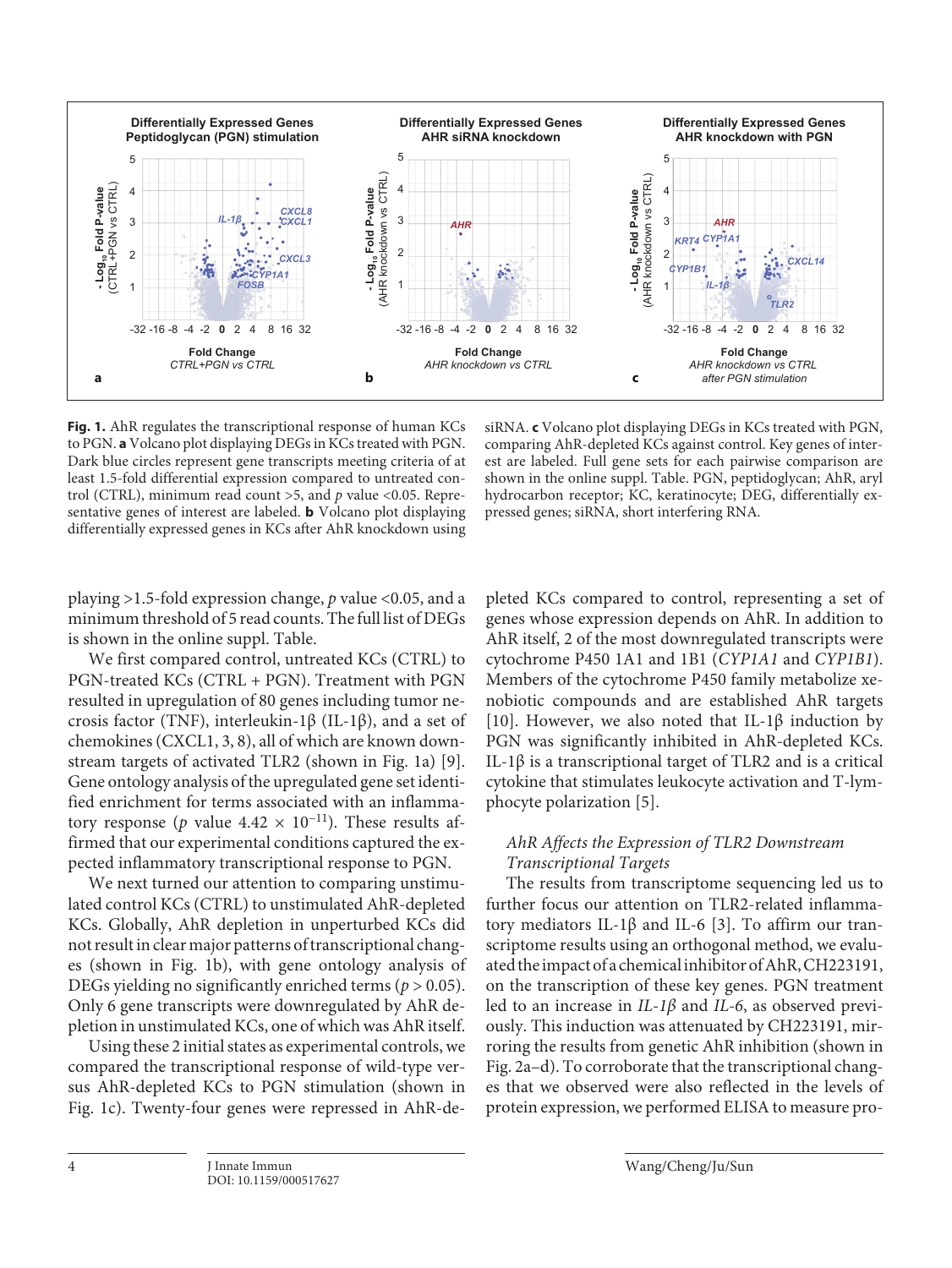Differentially Expressed Genes
Peptidoglycan (PGN) stimulation

- Log10 Fold P-value (CTRL+PGN vs CTRL)

5
4
3
2
1

IL-1β
CXCL8
CXCL1
CXCL3
CYP1A1
FOSB

-32 -16 -8 -4 -2 0 2 4 8 16 32

Fold Change
CTRL+PGN vs CTRL

a

Differentially Expressed Genes
AHR siRNA knockdown

- Log10 Fold P-value (AHR knockdown vs CTRL)

5
4
3
2
1

AHR

-32 -16 -8 -4 -2 0 2 4 8 16 32

Fold Change
AHR knockdown vs CTRL

b

Differentially Expressed Genes
AHR knockdown with PGN

- Log10 Fold P-value (AHR knockdown vs CTRL)

5
4
3
2
1

AHR
KRT4
CYP1A1
CYP1B1
IL-1β
CXCL14
TLR2

-32 -16 -8 -4 -2 0 2 4 8 16 32

Fold Change
AHR knockdown vs CTRL after PGN stimulation

c

**Fig. 1.** AhR regulates the transcriptional response of human KCs to PGN. **a** Volcano plot displaying DEGs in KCs treated with PGN. Dark blue circles represent gene transcripts meeting criteria of at least 1.5-fold differential expression compared to untreated control (CTRL), minimum read count >5, and *p* value <0.05. Representative genes of interest are labeled. **b** Volcano plot displaying differentially expressed genes in KCs after AhR knockdown using siRNA. **c** Volcano plot displaying DEGs in KCs treated with PGN, comparing AhR-depleted KCs against control. Key genes of interest are labeled. Full gene sets for each pairwise comparison are shown in the online suppl. Table. PGN, peptidoglycan; AhR, aryl hydrocarbon receptor; KC, keratinocyte; DEG, differentially expressed genes; siRNA, short interfering RNA.

playing >1.5-fold expression change, *p* value <0.05, and a minimum threshold of 5 read counts. The full list of DEGs is shown in the online suppl. Table.

We first compared control, untreated KCs (CTRL) to PGN-treated KCs (CTRL + PGN). Treatment with PGN resulted in upregulation of 80 genes including tumor necrosis factor (TNF), interleukin-1β (IL-1β), and a set of chemokines (CXCL1, 3, 8), all of which are known downstream targets of activated TLR2 (shown in Fig. 1a) [9]. Gene ontology analysis of the upregulated gene set identified enrichment for terms associated with an inflammatory response (*p* value $4.42 \times 10^{-11}$). These results affirmed that our experimental conditions captured the expected inflammatory transcriptional response to PGN.

We next turned our attention to comparing unstimulated control KCs (CTRL) to unstimulated AhR-depleted KCs. Globally, AhR depletion in unperturbed KCs did not result in clear major patterns of transcriptional changes (shown in Fig. 1b), with gene ontology analysis of DEGs yielding no significantly enriched terms ($p > 0.05$). Only 6 gene transcripts were downregulated by AhR depletion in unstimulated KCs, one of which was AhR itself.

Using these 2 initial states as experimental controls, we compared the transcriptional response of wild-type versus AhR-depleted KCs to PGN stimulation (shown in Fig. 1c). Twenty-four genes were repressed in AhR-depleted KCs compared to control, representing a set of genes whose expression depends on AhR. In addition to AhR itself, 2 of the most downregulated transcripts were cytochrome P450 1A1 and 1B1 (*CYP1A1* and *CYP1B1*). Members of the cytochrome P450 family metabolize xenobiotic compounds and are established AhR targets [10]. However, we also noted that IL-1β induction by PGN was significantly inhibited in AhR-depleted KCs. IL-1β is a transcriptional target of TLR2 and is a critical cytokine that stimulates leukocyte activation and T-lymphocyte polarization [5].

### *AhR Affects the Expression of TLR2 Downstream Transcriptional Targets*

The results from transcriptome sequencing led us to further focus our attention on TLR2-related inflammatory mediators IL-1β and IL-6 [3]. To affirm our transcriptome results using an orthogonal method, we evaluated the impact of a chemical inhibitor of AhR, CH223191, on the transcription of these key genes. PGN treatment led to an increase in *IL-1β* and *IL-6*, as observed previously. This induction was attenuated by CH223191, mirroring the results from genetic AhR inhibition (shown in Fig. 2a–d). To corroborate that the transcriptional changes that we observed were also reflected in the levels of protein expression, we performed ELISA to measure pro-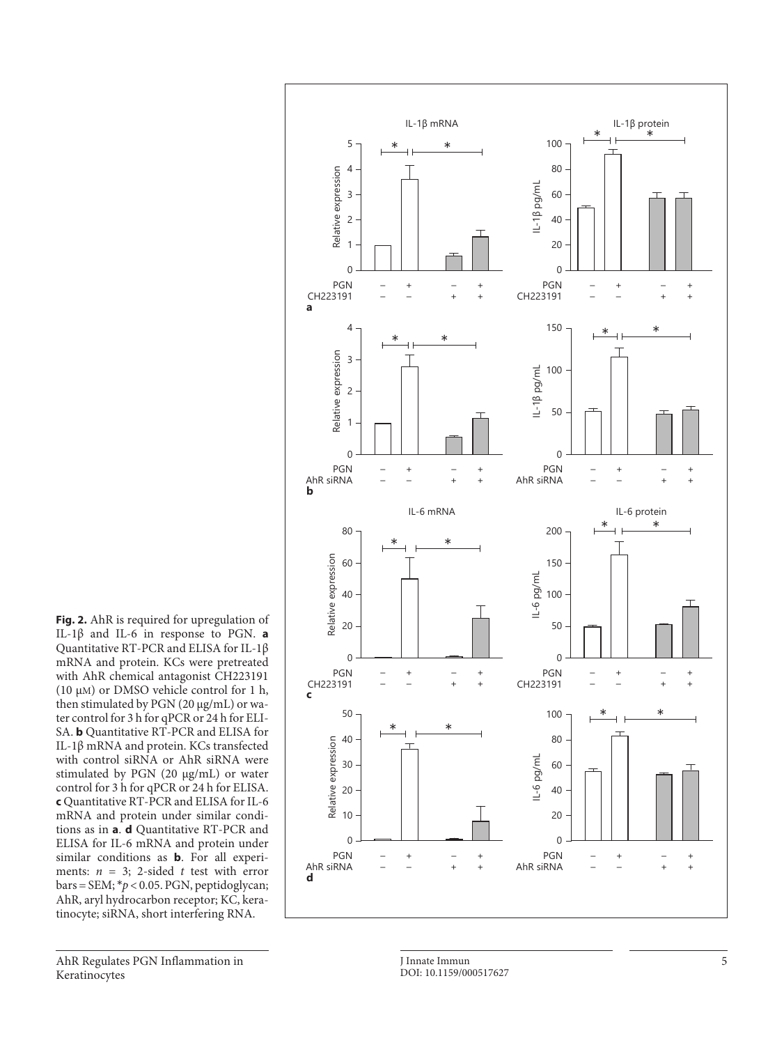IL-1β mRNA

5
4
3
2
1
0

Relative expression

*
*

PGN – + – +
CH223191 – – + +

IL-1β protein

100
80
60
40
20
0

IL-1β pg/mL

*
*

PGN – + – +
CH223191 – – + +

a

4
3
2
1
0

Relative expression

*
*

PGN – + – +
AhR siRNA – – + +

150
100
50
0

IL-1β pg/mL

*
*

PGN – + – +
AhR siRNA – – + +

b

IL-6 mRNA

80
60
40
20
0

Relative expression

*
*

PGN – + – +
CH223191 – – + +

IL-6 protein

200
150
100
50
0

IL-6 pg/mL

*
*

PGN – + – +
CH223191 – – + +

c

50
40
30
20
10
0

Relative expression

*
*

PGN – + – +
AhR siRNA – – + +

100
80
60
40
20
0

IL-6 pg/mL

*
*

PGN – + – +
AhR siRNA – – + +

d

**Fig. 2.** AhR is required for upregulation of IL-1β and IL-6 in response to PGN. **a** Quantitative RT-PCR and ELISA for IL-1β mRNA and protein. KCs were pretreated with AhR chemical antagonist CH223191 (10 μM) or DMSO vehicle control for 1 h, then stimulated by PGN (20 μg/mL) or water control for 3 h for qPCR or 24 h for ELISA. **b** Quantitative RT-PCR and ELISA for IL-1β mRNA and protein. KCs transfected with control siRNA or AhR siRNA were stimulated by PGN (20 μg/mL) or water control for 3 h for qPCR or 24 h for ELISA. **c** Quantitative RT-PCR and ELISA for IL-6 mRNA and protein under similar conditions as in **a**. **d** Quantitative RT-PCR and ELISA for IL-6 mRNA and protein under similar conditions as **b**. For all experiments: $n = 3$; 2-sided $t$ test with error bars = SEM; *$p < 0.05$. PGN, peptidoglycan; AhR, aryl hydrocarbon receptor; KC, keratinocyte; siRNA, short interfering RNA.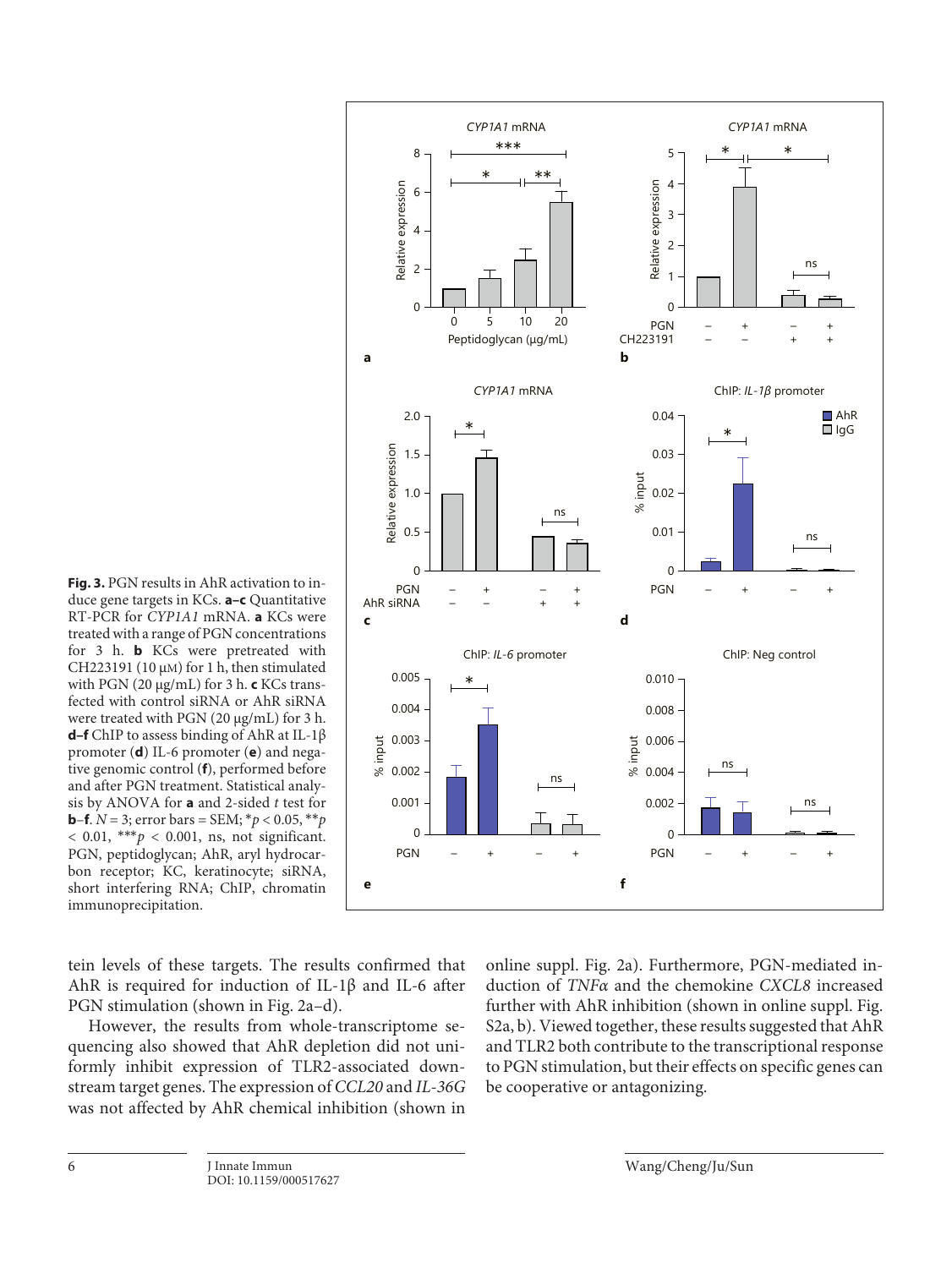CYP1A1 mRNA

Relative expression

8
6
4
2
0

***
*
**

0 5 10 20

Peptidoglycan (µg/mL)

a

CYP1A1 mRNA

Relative expression

5
4
3
2
1
0

*
*
ns

PGN – + – +
CH223191 – – + +

b

CYP1A1 mRNA

Relative expression

2.0
1.5
1.0
0.5
0

*
ns

PGN – + – +
AhR siRNA – – + +

c

ChIP: IL-1β promoter

% input

0.04
0.03
0.02
0.01
0

AhR
IgG

*
ns

PGN – + – +

d

ChIP: IL-6 promoter

% input

0.005
0.004
0.003
0.002
0.001
0

*
ns

PGN – + – +

e

ChIP: Neg control

% input

0.010
0.008
0.006
0.004
0.002
0

ns
ns

PGN – + – +

f

**Fig. 3.** PGN results in AhR activation to induce gene targets in KCs. **a–c** Quantitative RT-PCR for *CYP1A1* mRNA. **a** KCs were treated with a range of PGN concentrations for 3 h. **b** KCs were pretreated with CH223191 (10 µM) for 1 h, then stimulated with PGN (20 µg/mL) for 3 h. **c** KCs transfected with control siRNA or AhR siRNA were treated with PGN (20 µg/mL) for 3 h. **d–f** ChIP to assess binding of AhR at IL-1β promoter (**d**) IL-6 promoter (**e**) and negative genomic control (**f**), performed before and after PGN treatment. Statistical analysis by ANOVA for **a** and 2-sided *t* test for **b**–**f**. $N = 3$; error bars = SEM; * $p < 0.05$, ** $p < 0.01$, *** $p < 0.001$, ns, not significant. PGN, peptidoglycan; AhR, aryl hydrocarbon receptor; KC, keratinocyte; siRNA, short interfering RNA; ChIP, chromatin immunoprecipitation.

tein levels of these targets. The results confirmed that AhR is required for induction of IL-1β and IL-6 after PGN stimulation (shown in Fig. 2a–d).

However, the results from whole-transcriptome sequencing also showed that AhR depletion did not uniformly inhibit expression of TLR2-associated downstream target genes. The expression of *CCL20* and *IL-36G* was not affected by AhR chemical inhibition (shown in online suppl. Fig. 2a). Furthermore, PGN-mediated induction of *TNFα* and the chemokine *CXCL8* increased further with AhR inhibition (shown in online suppl. Fig. S2a, b). Viewed together, these results suggested that AhR and TLR2 both contribute to the transcriptional response to PGN stimulation, but their effects on specific genes can be cooperative or antagonizing.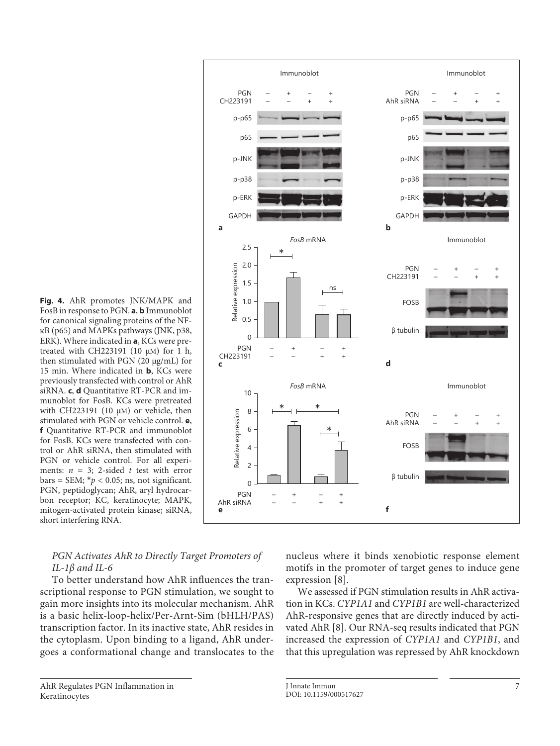Immunoblot

PGN – + – +
CH223191 – – + +

p-p65

p65

p-JNK

p-p38

p-ERK

GAPDH

a

Immunoblot

PGN – + – +
AhR siRNA – – + +

p-p65

p65

p-JNK

p-p38

p-ERK

GAPDH

b

*FosB* mRNA

Relative expression

2.5
2.0
1.5
1.0
0.5
0

*

ns

PGN – + – +
CH223191 – – + +

c

Immunoblot

PGN – + – +
CH223191 – – + +

FOSB

β tubulin

d

*FosB* mRNA

Relative expression

10
8
6
4
2
0

*
*
*

PGN – + – +
AhR siRNA – – + +

e

Immunoblot

PGN – + – +
AhR siRNA – – + +

FOSB

β tubulin

f

**Fig. 4.** AhR promotes JNK/MAPK and FosB in response to PGN. **a**, **b** Immunoblot for canonical signaling proteins of the NF-κB (p65) and MAPKs pathways (JNK, p38, ERK). Where indicated in **a**, KCs were pretreated with CH223191 (10 μM) for 1 h, then stimulated with PGN (20 μg/mL) for 15 min. Where indicated in **b**, KCs were previously transfected with control or AhR siRNA. **c**, **d** Quantitative RT-PCR and immunoblot for FosB. KCs were pretreated with CH223191 (10 μM) or vehicle, then stimulated with PGN or vehicle control. **e**, **f** Quantitative RT-PCR and immunoblot for FosB. KCs were transfected with control or AhR siRNA, then stimulated with PGN or vehicle control. For all experiments: $n = 3$; 2-sided $t$ test with error bars = SEM; $*p < 0.05$; ns, not significant. PGN, peptidoglycan; AhR, aryl hydrocarbon receptor; KC, keratinocyte; MAPK, mitogen-activated protein kinase; siRNA, short interfering RNA.

### *PGN Activates AhR to Directly Target Promoters of IL-1β and IL-6*

To better understand how AhR influences the transcriptional response to PGN stimulation, we sought to gain more insights into its molecular mechanism. AhR is a basic helix-loop-helix/Per-Arnt-Sim (bHLH/PAS) transcription factor. In its inactive state, AhR resides in the cytoplasm. Upon binding to a ligand, AhR undergoes a conformational change and translocates to the nucleus where it binds xenobiotic response element motifs in the promoter of target genes to induce gene expression [8].

We assessed if PGN stimulation results in AhR activation in KCs. *CYP1A1* and *CYP1B1* are well-characterized AhR-responsive genes that are directly induced by activated AhR [8]. Our RNA-seq results indicated that PGN increased the expression of *CYP1A1* and *CYP1B1*, and that this upregulation was repressed by AhR knockdown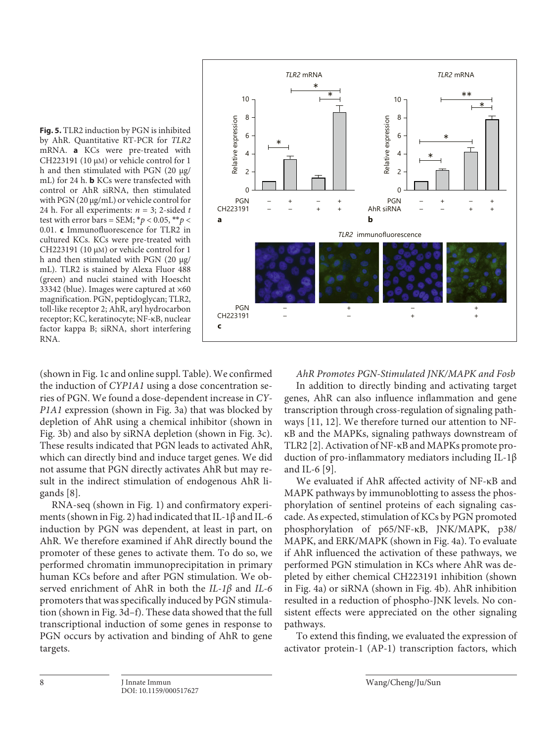**Fig. 5.** TLR2 induction by PGN is inhibited by AhR. Quantitative RT-PCR for *TLR2* mRNA. **a** KCs were pre-treated with CH223191 (10 μM) or vehicle control for 1 h and then stimulated with PGN (20 μg/mL) for 24 h. **b** KCs were transfected with control or AhR siRNA, then stimulated with PGN (20 μg/mL) or vehicle control for 24 h. For all experiments: $n = 3$; 2-sided *t* test with error bars = SEM; \*$p < 0.05$, \*\*$p < 0.01$. **c** Immunofluorescence for TLR2 in cultured KCs. KCs were pre-treated with CH223191 (10 μM) or vehicle control for 1 h and then stimulated with PGN (20 μg/mL). TLR2 is stained by Alexa Fluor 488 (green) and nuclei stained with Hoescht 33342 (blue). Images were captured at ×60 magnification. PGN, peptidoglycan; TLR2, toll-like receptor 2; AhR, aryl hydrocarbon receptor; KC, keratinocyte; NF-κB, nuclear factor kappa B; siRNA, short interfering RNA.

(shown in Fig. 1c and online suppl. Table). We confirmed the induction of *CYP1A1* using a dose concentration series of PGN. We found a dose-dependent increase in *CYP1A1* expression (shown in Fig. 3a) that was blocked by depletion of AhR using a chemical inhibitor (shown in Fig. 3b) and also by siRNA depletion (shown in Fig. 3c). These results indicated that PGN leads to activated AhR, which can directly bind and induce target genes. We did not assume that PGN directly activates AhR but may result in the indirect stimulation of endogenous AhR ligands [8].

RNA-seq (shown in Fig. 1) and confirmatory experiments (shown in Fig. 2) had indicated that IL-1β and IL-6 induction by PGN was dependent, at least in part, on AhR. We therefore examined if AhR directly bound the promoter of these genes to activate them. To do so, we performed chromatin immunoprecipitation in primary human KCs before and after PGN stimulation. We observed enrichment of AhR in both the *IL-1β* and *IL-6* promoters that was specifically induced by PGN stimulation (shown in Fig. 3d–f). These data showed that the full transcriptional induction of some genes in response to PGN occurs by activation and binding of AhR to gene targets.

### *AhR Promotes PGN-Stimulated JNK/MAPK and Fosb*

In addition to directly binding and activating target genes, AhR can also influence inflammation and gene transcription through cross-regulation of signaling pathways [11, 12]. We therefore turned our attention to NF-κB and the MAPKs, signaling pathways downstream of TLR2 [2]. Activation of NF-κB and MAPKs promote production of pro-inflammatory mediators including IL-1β and IL-6 [9].

We evaluated if AhR affected activity of NF-κB and MAPK pathways by immunoblotting to assess the phosphorylation of sentinel proteins of each signaling cascade. As expected, stimulation of KCs by PGN promoted phosphorylation of p65/NF-κB, JNK/MAPK, p38/MAPK, and ERK/MAPK (shown in Fig. 4a). To evaluate if AhR influenced the activation of these pathways, we performed PGN stimulation in KCs where AhR was depleted by either chemical CH223191 inhibition (shown in Fig. 4a) or siRNA (shown in Fig. 4b). AhR inhibition resulted in a reduction of phospho-JNK levels. No consistent effects were appreciated on the other signaling pathways.

To extend this finding, we evaluated the expression of activator protein-1 (AP-1) transcription factors, which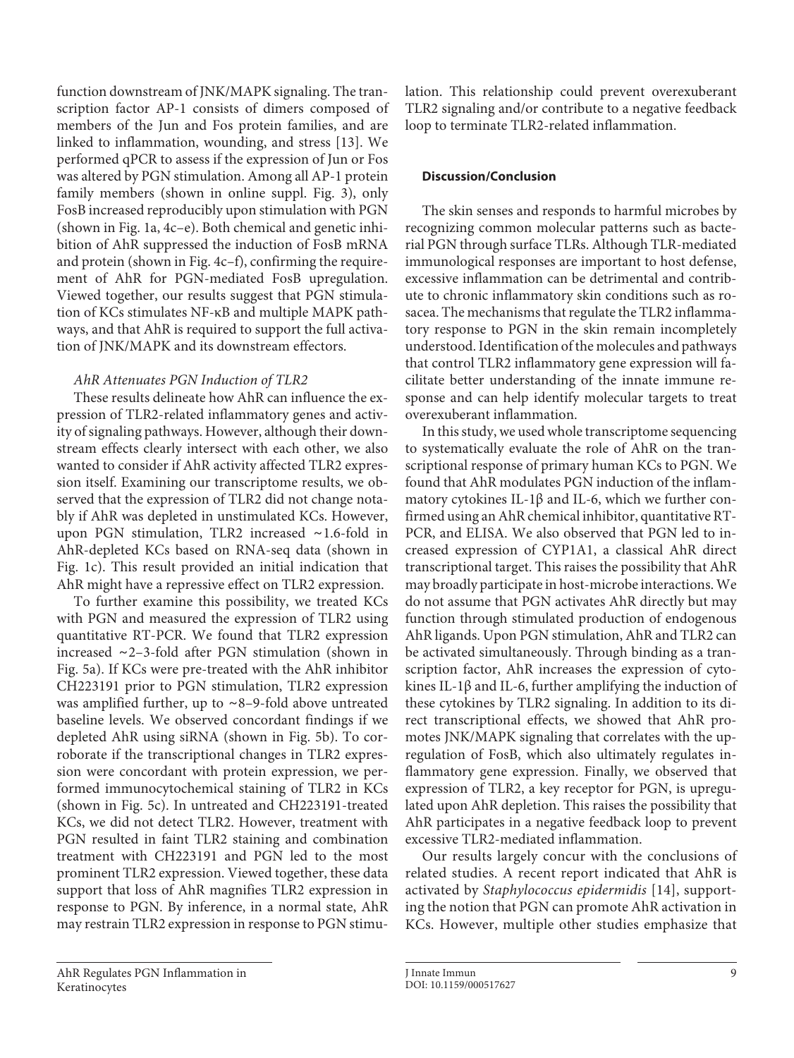function downstream of JNK/MAPK signaling. The transcription factor AP-1 consists of dimers composed of members of the Jun and Fos protein families, and are linked to inflammation, wounding, and stress [13]. We performed qPCR to assess if the expression of Jun or Fos was altered by PGN stimulation. Among all AP-1 protein family members (shown in online suppl. Fig. 3), only FosB increased reproducibly upon stimulation with PGN (shown in Fig. 1a, 4c–e). Both chemical and genetic inhibition of AhR suppressed the induction of FosB mRNA and protein (shown in Fig. 4c–f), confirming the requirement of AhR for PGN-mediated FosB upregulation. Viewed together, our results suggest that PGN stimulation of KCs stimulates NF-κB and multiple MAPK pathways, and that AhR is required to support the full activation of JNK/MAPK and its downstream effectors.

### *AhR Attenuates PGN Induction of TLR2*

These results delineate how AhR can influence the expression of TLR2-related inflammatory genes and activity of signaling pathways. However, although their downstream effects clearly intersect with each other, we also wanted to consider if AhR activity affected TLR2 expression itself. Examining our transcriptome results, we observed that the expression of TLR2 did not change notably if AhR was depleted in unstimulated KCs. However, upon PGN stimulation, TLR2 increased ~1.6-fold in AhR-depleted KCs based on RNA-seq data (shown in Fig. 1c). This result provided an initial indication that AhR might have a repressive effect on TLR2 expression.

To further examine this possibility, we treated KCs with PGN and measured the expression of TLR2 using quantitative RT-PCR. We found that TLR2 expression increased ~2–3-fold after PGN stimulation (shown in Fig. 5a). If KCs were pre-treated with the AhR inhibitor CH223191 prior to PGN stimulation, TLR2 expression was amplified further, up to ~8–9-fold above untreated baseline levels. We observed concordant findings if we depleted AhR using siRNA (shown in Fig. 5b). To corroborate if the transcriptional changes in TLR2 expression were concordant with protein expression, we performed immunocytochemical staining of TLR2 in KCs (shown in Fig. 5c). In untreated and CH223191-treated KCs, we did not detect TLR2. However, treatment with PGN resulted in faint TLR2 staining and combination treatment with CH223191 and PGN led to the most prominent TLR2 expression. Viewed together, these data support that loss of AhR magnifies TLR2 expression in response to PGN. By inference, in a normal state, AhR may restrain TLR2 expression in response to PGN stimulation. This relationship could prevent overexuberant TLR2 signaling and/or contribute to a negative feedback loop to terminate TLR2-related inflammation.

## Discussion/Conclusion

The skin senses and responds to harmful microbes by recognizing common molecular patterns such as bacterial PGN through surface TLRs. Although TLR-mediated immunological responses are important to host defense, excessive inflammation can be detrimental and contribute to chronic inflammatory skin conditions such as rosacea. The mechanisms that regulate the TLR2 inflammatory response to PGN in the skin remain incompletely understood. Identification of the molecules and pathways that control TLR2 inflammatory gene expression will facilitate better understanding of the innate immune response and can help identify molecular targets to treat overexuberant inflammation.

In this study, we used whole transcriptome sequencing to systematically evaluate the role of AhR on the transcriptional response of primary human KCs to PGN. We found that AhR modulates PGN induction of the inflammatory cytokines IL-1β and IL-6, which we further confirmed using an AhR chemical inhibitor, quantitative RT-PCR, and ELISA. We also observed that PGN led to increased expression of CYP1A1, a classical AhR direct transcriptional target. This raises the possibility that AhR may broadly participate in host-microbe interactions. We do not assume that PGN activates AhR directly but may function through stimulated production of endogenous AhR ligands. Upon PGN stimulation, AhR and TLR2 can be activated simultaneously. Through binding as a transcription factor, AhR increases the expression of cytokines IL-1β and IL-6, further amplifying the induction of these cytokines by TLR2 signaling. In addition to its direct transcriptional effects, we showed that AhR promotes JNK/MAPK signaling that correlates with the upregulation of FosB, which also ultimately regulates inflammatory gene expression. Finally, we observed that expression of TLR2, a key receptor for PGN, is upregulated upon AhR depletion. This raises the possibility that AhR participates in a negative feedback loop to prevent excessive TLR2-mediated inflammation.

Our results largely concur with the conclusions of related studies. A recent report indicated that AhR is activated by *Staphylococcus epidermidis* [14], supporting the notion that PGN can promote AhR activation in KCs. However, multiple other studies emphasize that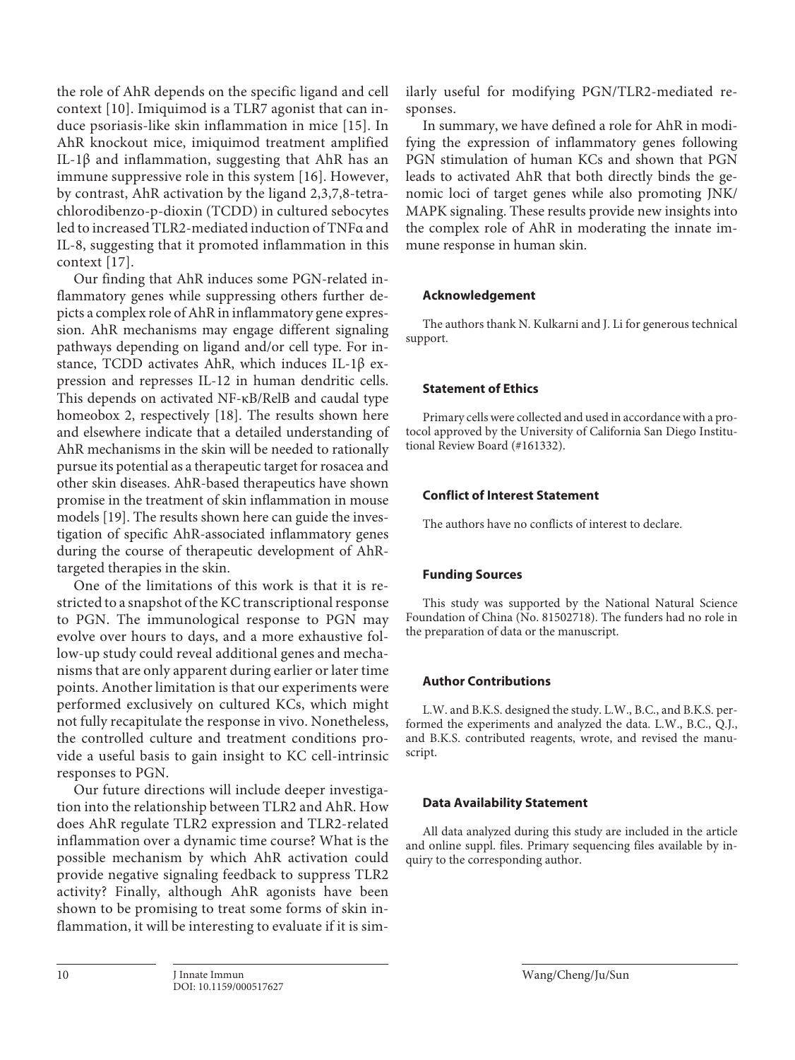the role of AhR depends on the specific ligand and cell context [10]. Imiquimod is a TLR7 agonist that can induce psoriasis-like skin inflammation in mice [15]. In AhR knockout mice, imiquimod treatment amplified IL-1β and inflammation, suggesting that AhR has an immune suppressive role in this system [16]. However, by contrast, AhR activation by the ligand 2,3,7,8-tetrachlorodibenzo-p-dioxin (TCDD) in cultured sebocytes led to increased TLR2-mediated induction of TNFα and IL-8, suggesting that it promoted inflammation in this context [17].

Our finding that AhR induces some PGN-related inflammatory genes while suppressing others further depicts a complex role of AhR in inflammatory gene expression. AhR mechanisms may engage different signaling pathways depending on ligand and/or cell type. For instance, TCDD activates AhR, which induces IL-1β expression and represses IL-12 in human dendritic cells. This depends on activated NF-κB/RelB and caudal type homeobox 2, respectively [18]. The results shown here and elsewhere indicate that a detailed understanding of AhR mechanisms in the skin will be needed to rationally pursue its potential as a therapeutic target for rosacea and other skin diseases. AhR-based therapeutics have shown promise in the treatment of skin inflammation in mouse models [19]. The results shown here can guide the investigation of specific AhR-associated inflammatory genes during the course of therapeutic development of AhR-targeted therapies in the skin.

One of the limitations of this work is that it is restricted to a snapshot of the KC transcriptional response to PGN. The immunological response to PGN may evolve over hours to days, and a more exhaustive follow-up study could reveal additional genes and mechanisms that are only apparent during earlier or later time points. Another limitation is that our experiments were performed exclusively on cultured KCs, which might not fully recapitulate the response in vivo. Nonetheless, the controlled culture and treatment conditions provide a useful basis to gain insight to KC cell-intrinsic responses to PGN.

Our future directions will include deeper investigation into the relationship between TLR2 and AhR. How does AhR regulate TLR2 expression and TLR2-related inflammation over a dynamic time course? What is the possible mechanism by which AhR activation could provide negative signaling feedback to suppress TLR2 activity? Finally, although AhR agonists have been shown to be promising to treat some forms of skin inflammation, it will be interesting to evaluate if it is similarly useful for modifying PGN/TLR2-mediated responses.

In summary, we have defined a role for AhR in modifying the expression of inflammatory genes following PGN stimulation of human KCs and shown that PGN leads to activated AhR that both directly binds the genomic loci of target genes while also promoting JNK/MAPK signaling. These results provide new insights into the complex role of AhR in moderating the innate immune response in human skin.

### Acknowledgement

The authors thank N. Kulkarni and J. Li for generous technical support.

### Statement of Ethics

Primary cells were collected and used in accordance with a protocol approved by the University of California San Diego Institutional Review Board (#161332).

### Conflict of Interest Statement

The authors have no conflicts of interest to declare.

### Funding Sources

This study was supported by the National Natural Science Foundation of China (No. 81502718). The funders had no role in the preparation of data or the manuscript.

### Author Contributions

L.W. and B.K.S. designed the study. L.W., B.C., and B.K.S. performed the experiments and analyzed the data. L.W., B.C., Q.J., and B.K.S. contributed reagents, wrote, and revised the manuscript.

### Data Availability Statement

All data analyzed during this study are included in the article and online suppl. files. Primary sequencing files available by inquiry to the corresponding author.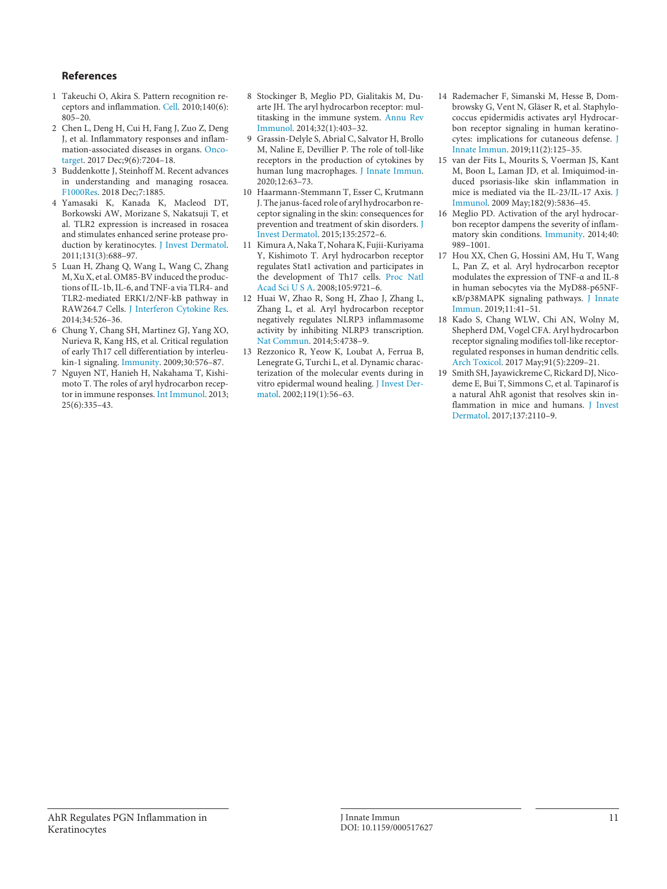## References

1 Takeuchi O, Akira S. Pattern recognition receptors and inflammation. Cell. 2010;140(6):805–20.

2 Chen L, Deng H, Cui H, Fang J, Zuo Z, Deng J, et al. Inflammatory responses and inflammation-associated diseases in organs. Oncotarget. 2017 Dec;9(6):7204–18.

3 Buddenkotte J, Steinhoff M. Recent advances in understanding and managing rosacea. F1000Res. 2018 Dec;7:1885.

4 Yamasaki K, Kanada K, Macleod DT, Borkowski AW, Morizane S, Nakatsuji T, et al. TLR2 expression is increased in rosacea and stimulates enhanced serine protease production by keratinocytes. J Invest Dermatol. 2011;131(3):688–97.

5 Luan H, Zhang Q, Wang L, Wang C, Zhang M, Xu X, et al. OM85-BV induced the productions of IL-1b, IL-6, and TNF-a via TLR4- and TLR2-mediated ERK1/2/NF-kB pathway in RAW264.7 Cells. J Interferon Cytokine Res. 2014;34:526–36.

6 Chung Y, Chang SH, Martinez GJ, Yang XO, Nurieva R, Kang HS, et al. Critical regulation of early Th17 cell differentiation by interleukin-1 signaling. Immunity. 2009;30:576–87.

7 Nguyen NT, Hanieh H, Nakahama T, Kishimoto T. The roles of aryl hydrocarbon receptor in immune responses. Int Immunol. 2013; 25(6):335–43.

8 Stockinger B, Meglio PD, Gialitakis M, Duarte JH. The aryl hydrocarbon receptor: multitasking in the immune system. Annu Rev Immunol. 2014;32(1):403–32.

9 Grassin-Delyle S, Abrial C, Salvator H, Brollo M, Naline E, Devillier P. The role of toll-like receptors in the production of cytokines by human lung macrophages. J Innate Immun. 2020;12:63–73.

10 Haarmann-Stemmann T, Esser C, Krutmann J. The janus-faced role of aryl hydrocarbon receptor signaling in the skin: consequences for prevention and treatment of skin disorders. J Invest Dermatol. 2015;135:2572–6.

11 Kimura A, Naka T, Nohara K, Fujii-Kuriyama Y, Kishimoto T. Aryl hydrocarbon receptor regulates Stat1 activation and participates in the development of Th17 cells. Proc Natl Acad Sci U S A. 2008;105:9721–6.

12 Huai W, Zhao R, Song H, Zhao J, Zhang L, Zhang L, et al. Aryl hydrocarbon receptor negatively regulates NLRP3 inflammasome activity by inhibiting NLRP3 transcription. Nat Commun. 2014;5:4738–9.

13 Rezzonico R, Yeow K, Loubat A, Ferrua B, Lenegrate G, Turchi L, et al. Dynamic characterization of the molecular events during in vitro epidermal wound healing. J Invest Dermatol. 2002;119(1):56–63.

14 Rademacher F, Simanski M, Hesse B, Dombrowsky G, Vent N, Gläser R, et al. Staphylococcus epidermidis activates aryl Hydrocarbon receptor signaling in human keratinocytes: implications for cutaneous defense. J Innate Immun. 2019;11(2):125–35.

15 van der Fits L, Mourits S, Voerman JS, Kant M, Boon L, Laman JD, et al. Imiquimod-induced psoriasis-like skin inflammation in mice is mediated via the IL-23/IL-17 Axis. J Immunol. 2009 May;182(9):5836–45.

16 Meglio PD. Activation of the aryl hydrocarbon receptor dampens the severity of inflammatory skin conditions. Immunity. 2014;40: 989–1001.

17 Hou XX, Chen G, Hossini AM, Hu T, Wang L, Pan Z, et al. Aryl hydrocarbon receptor modulates the expression of TNF-α and IL-8 in human sebocytes via the MyD88-p65NF-κB/p38MAPK signaling pathways. J Innate Immun. 2019;11:41–51.

18 Kado S, Chang WLW, Chi AN, Wolny M, Shepherd DM, Vogel CFA. Aryl hydrocarbon receptor signaling modifies toll-like receptor-regulated responses in human dendritic cells. Arch Toxicol. 2017 May;91(5):2209–21.

19 Smith SH, Jayawickreme C, Rickard DJ, Nicodeme E, Bui T, Simmons C, et al. Tapinarof is a natural AhR agonist that resolves skin inflammation in mice and humans. J Invest Dermatol. 2017;137:2110–9.